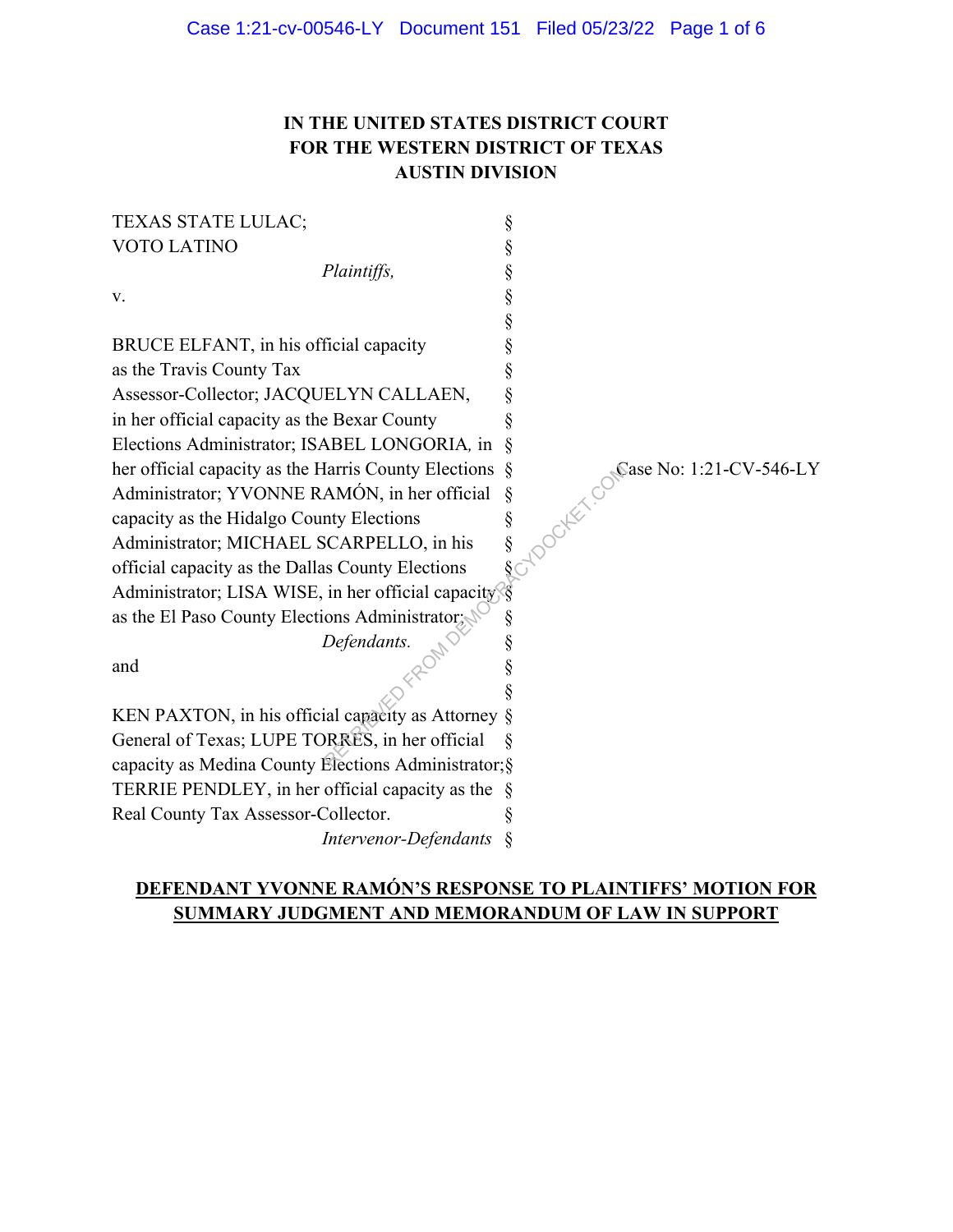**IN THE UNITED STATES DISTRICT COURT**
**FOR THE WESTERN DISTRICT OF TEXAS**
**AUSTIN DIVISION**

TEXAS STATE LULAC;
VOTO LATINO
*Plaintiffs,*

v.

BRUCE ELFANT, in his official capacity as the Travis County Tax Assessor-Collector; JACQUELYN CALLAEN, in her official capacity as the Bexar County Elections Administrator; ISABEL LONGORIA, in her official capacity as the Harris County Elections Administrator; YVONNE RAMÓN, in her official capacity as the Hidalgo County Elections Administrator; MICHAEL SCARPELLO, in his official capacity as the Dallas County Elections Administrator; LISA WISE, in her official capacity as the El Paso County Elections Administrator;
*Defendants.*

and

KEN PAXTON, in his official capacity as Attorney General of Texas; LUPE TORRES, in her official capacity as Medina County Elections Administrator; TERRIE PENDLEY, in her official capacity as the Real County Tax Assessor-Collector.
*Intervenor-Defendants*

Case No: 1:21-CV-546-LY

**DEFENDANT YVONNE RAMÓN'S RESPONSE TO PLAINTIFFS' MOTION FOR SUMMARY JUDGMENT AND MEMORANDUM OF LAW IN SUPPORT**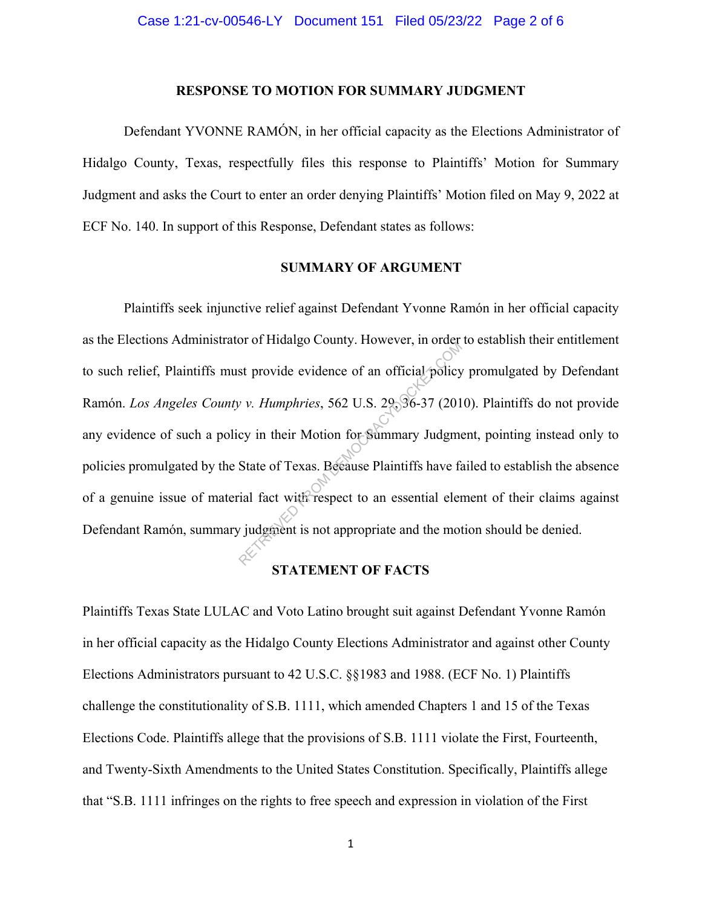## RESPONSE TO MOTION FOR SUMMARY JUDGMENT

Defendant YVONNE RAMÓN, in her official capacity as the Elections Administrator of Hidalgo County, Texas, respectfully files this response to Plaintiffs' Motion for Summary Judgment and asks the Court to enter an order denying Plaintiffs' Motion filed on May 9, 2022 at ECF No. 140. In support of this Response, Defendant states as follows:

## SUMMARY OF ARGUMENT

Plaintiffs seek injunctive relief against Defendant Yvonne Ramón in her official capacity as the Elections Administrator of Hidalgo County. However, in order to establish their entitlement to such relief, Plaintiffs must provide evidence of an official policy promulgated by Defendant Ramón. *Los Angeles County v. Humphries*, 562 U.S. 29, 36-37 (2010). Plaintiffs do not provide any evidence of such a policy in their Motion for Summary Judgment, pointing instead only to policies promulgated by the State of Texas. Because Plaintiffs have failed to establish the absence of a genuine issue of material fact with respect to an essential element of their claims against Defendant Ramón, summary judgment is not appropriate and the motion should be denied.

## STATEMENT OF FACTS

Plaintiffs Texas State LULAC and Voto Latino brought suit against Defendant Yvonne Ramón in her official capacity as the Hidalgo County Elections Administrator and against other County Elections Administrators pursuant to 42 U.S.C. §§1983 and 1988. (ECF No. 1) Plaintiffs challenge the constitutionality of S.B. 1111, which amended Chapters 1 and 15 of the Texas Elections Code. Plaintiffs allege that the provisions of S.B. 1111 violate the First, Fourteenth, and Twenty-Sixth Amendments to the United States Constitution. Specifically, Plaintiffs allege that "S.B. 1111 infringes on the rights to free speech and expression in violation of the First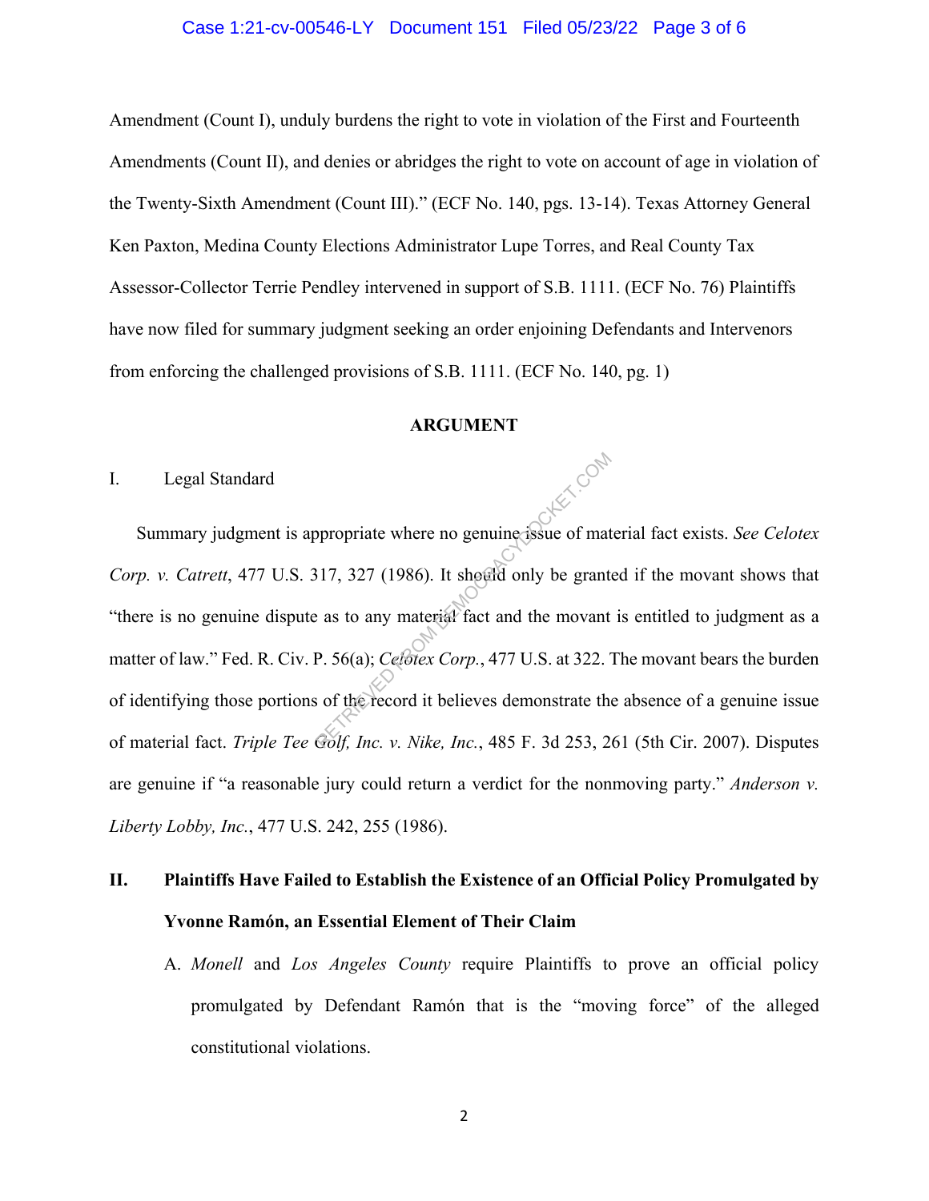Amendment (Count I), unduly burdens the right to vote in violation of the First and Fourteenth Amendments (Count II), and denies or abridges the right to vote on account of age in violation of the Twenty-Sixth Amendment (Count III)." (ECF No. 140, pgs. 13-14). Texas Attorney General Ken Paxton, Medina County Elections Administrator Lupe Torres, and Real County Tax Assessor-Collector Terrie Pendley intervened in support of S.B. 1111. (ECF No. 76) Plaintiffs have now filed for summary judgment seeking an order enjoining Defendants and Intervenors from enforcing the challenged provisions of S.B. 1111. (ECF No. 140, pg. 1)

## ARGUMENT

### I. Legal Standard

Summary judgment is appropriate where no genuine issue of material fact exists. *See Celotex Corp. v. Catrett*, 477 U.S. 317, 327 (1986). It should only be granted if the movant shows that "there is no genuine dispute as to any material fact and the movant is entitled to judgment as a matter of law." Fed. R. Civ. P. 56(a); *Celotex Corp.*, 477 U.S. at 322. The movant bears the burden of identifying those portions of the record it believes demonstrate the absence of a genuine issue of material fact. *Triple Tee Golf, Inc. v. Nike, Inc.*, 485 F. 3d 253, 261 (5th Cir. 2007). Disputes are genuine if "a reasonable jury could return a verdict for the nonmoving party." *Anderson v. Liberty Lobby, Inc.*, 477 U.S. 242, 255 (1986).

### II. Plaintiffs Have Failed to Establish the Existence of an Official Policy Promulgated by Yvonne Ramón, an Essential Element of Their Claim

A. *Monell* and *Los Angeles County* require Plaintiffs to prove an official policy promulgated by Defendant Ramón that is the "moving force" of the alleged constitutional violations.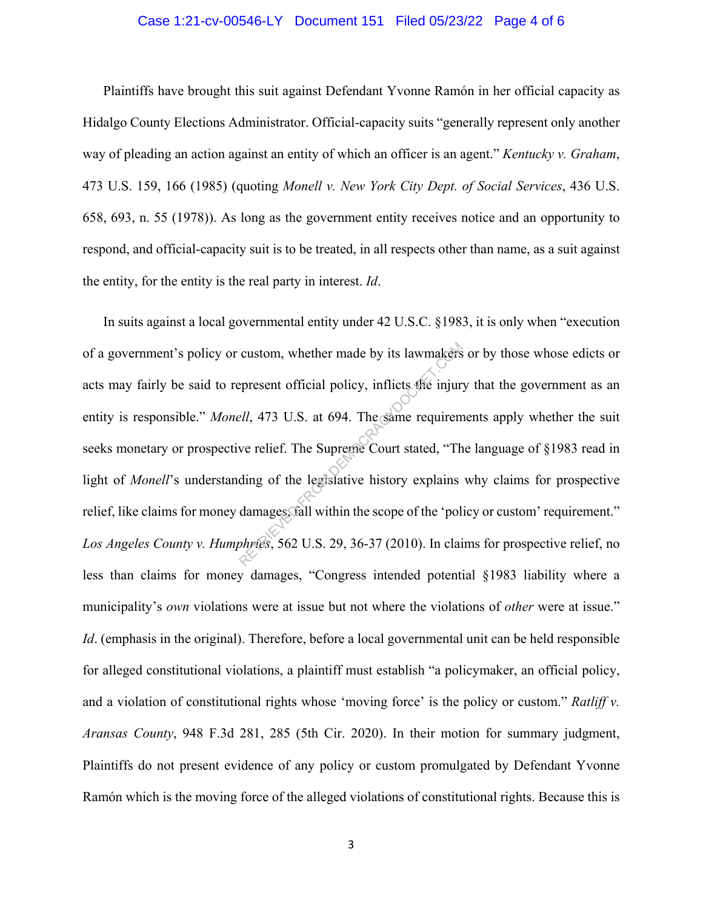Plaintiffs have brought this suit against Defendant Yvonne Ramón in her official capacity as Hidalgo County Elections Administrator. Official-capacity suits "generally represent only another way of pleading an action against an entity of which an officer is an agent." *Kentucky v. Graham*, 473 U.S. 159, 166 (1985) (quoting *Monell v. New York City Dept. of Social Services*, 436 U.S. 658, 693, n. 55 (1978)). As long as the government entity receives notice and an opportunity to respond, and official-capacity suit is to be treated, in all respects other than name, as a suit against the entity, for the entity is the real party in interest. *Id*.

In suits against a local governmental entity under 42 U.S.C. §1983, it is only when "execution of a government's policy or custom, whether made by its lawmakers or by those whose edicts or acts may fairly be said to represent official policy, inflicts the injury that the government as an entity is responsible." *Monell*, 473 U.S. at 694. The same requirements apply whether the suit seeks monetary or prospective relief. The Supreme Court stated, "The language of §1983 read in light of *Monell*'s understanding of the legislative history explains why claims for prospective relief, like claims for money damages, fall within the scope of the 'policy or custom' requirement." *Los Angeles County v. Humphries*, 562 U.S. 29, 36-37 (2010). In claims for prospective relief, no less than claims for money damages, "Congress intended potential §1983 liability where a municipality's *own* violations were at issue but not where the violations of *other* were at issue." *Id*. (emphasis in the original). Therefore, before a local governmental unit can be held responsible for alleged constitutional violations, a plaintiff must establish "a policymaker, an official policy, and a violation of constitutional rights whose 'moving force' is the policy or custom." *Ratliff v. Aransas County*, 948 F.3d 281, 285 (5th Cir. 2020). In their motion for summary judgment, Plaintiffs do not present evidence of any policy or custom promulgated by Defendant Yvonne Ramón which is the moving force of the alleged violations of constitutional rights. Because this is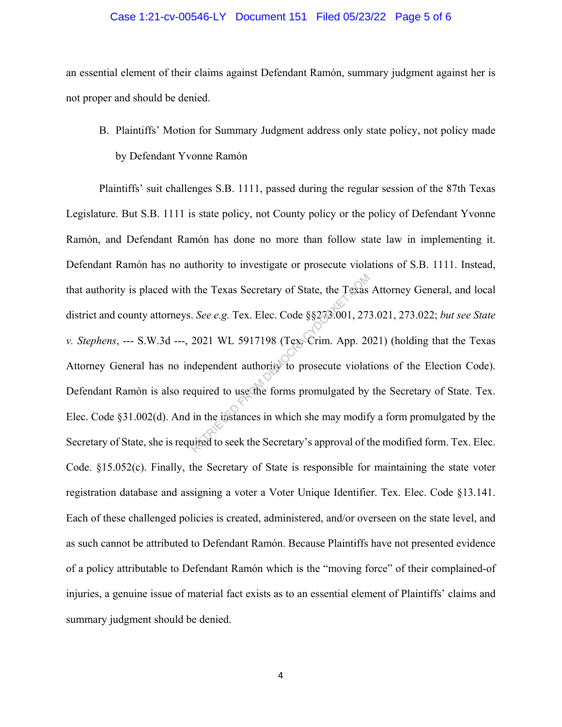an essential element of their claims against Defendant Ramón, summary judgment against her is not proper and should be denied.

B. Plaintiffs' Motion for Summary Judgment address only state policy, not policy made by Defendant Yvonne Ramón

Plaintiffs' suit challenges S.B. 1111, passed during the regular session of the 87th Texas Legislature. But S.B. 1111 is state policy, not County policy or the policy of Defendant Yvonne Ramón, and Defendant Ramón has done no more than follow state law in implementing it. Defendant Ramón has no authority to investigate or prosecute violations of S.B. 1111. Instead, that authority is placed with the Texas Secretary of State, the Texas Attorney General, and local district and county attorneys. *See e.g.* Tex. Elec. Code §§273.001, 273.021, 273.022; *but see State v. Stephens*, --- S.W.3d ---, 2021 WL 5917198 (Tex. Crim. App. 2021) (holding that the Texas Attorney General has no independent authority to prosecute violations of the Election Code). Defendant Ramón is also required to use the forms promulgated by the Secretary of State. Tex. Elec. Code §31.002(d). And in the instances in which she may modify a form promulgated by the Secretary of State, she is required to seek the Secretary's approval of the modified form. Tex. Elec. Code. §15.052(c). Finally, the Secretary of State is responsible for maintaining the state voter registration database and assigning a voter a Voter Unique Identifier. Tex. Elec. Code §13.141. Each of these challenged policies is created, administered, and/or overseen on the state level, and as such cannot be attributed to Defendant Ramón. Because Plaintiffs have not presented evidence of a policy attributable to Defendant Ramón which is the "moving force" of their complained-of injuries, a genuine issue of material fact exists as to an essential element of Plaintiffs' claims and summary judgment should be denied.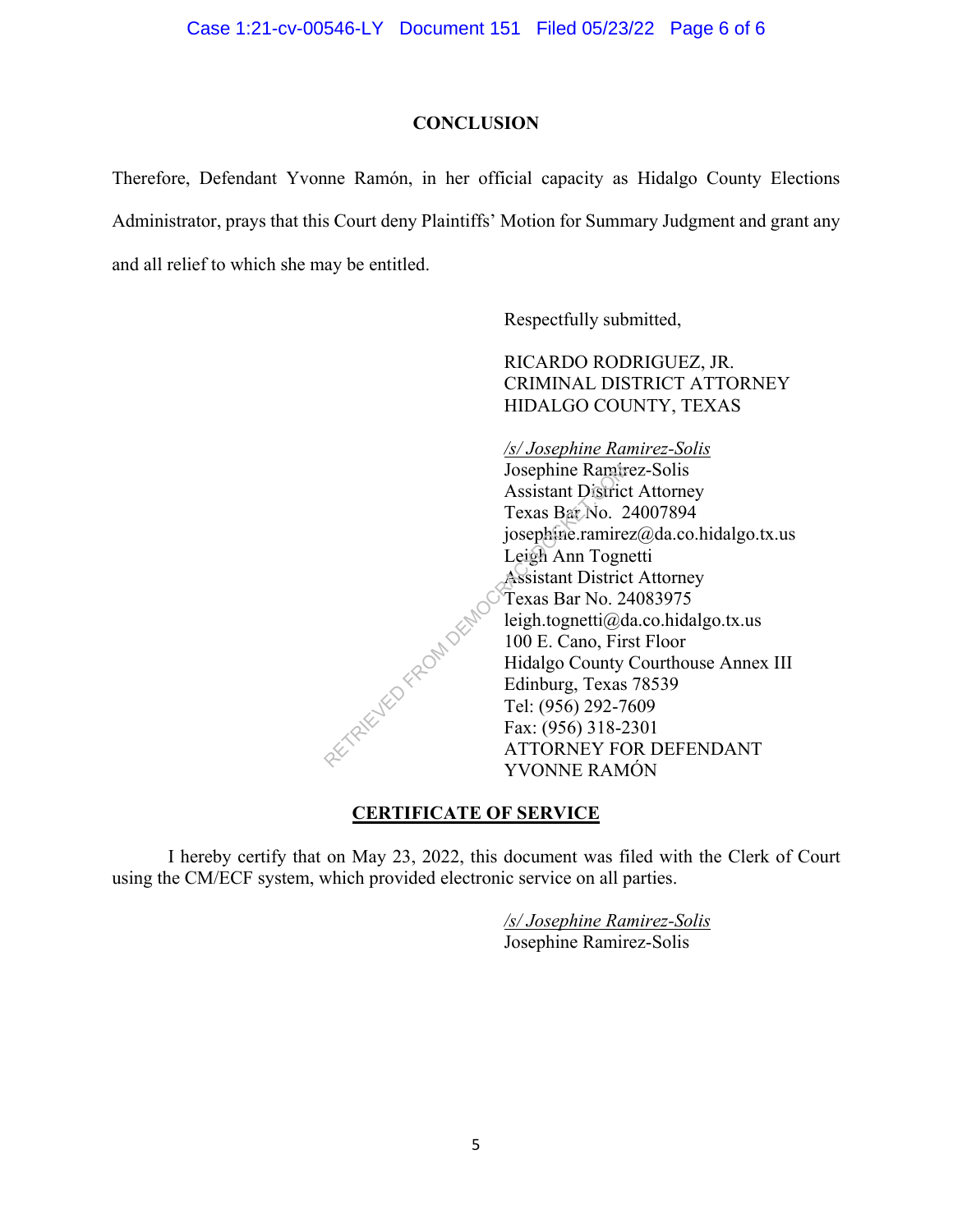## CONCLUSION

Therefore, Defendant Yvonne Ramón, in her official capacity as Hidalgo County Elections Administrator, prays that this Court deny Plaintiffs' Motion for Summary Judgment and grant any and all relief to which she may be entitled.

Respectfully submitted,

RICARDO RODRIGUEZ, JR.
CRIMINAL DISTRICT ATTORNEY
HIDALGO COUNTY, TEXAS

*/s/ Josephine Ramirez-Solis*
Josephine Ramirez-Solis
Assistant District Attorney
Texas Bar No. 24007894
josephine.ramirez@da.co.hidalgo.tx.us
Leigh Ann Tognetti
Assistant District Attorney
Texas Bar No. 24083975
leigh.tognetti@da.co.hidalgo.tx.us
100 E. Cano, First Floor
Hidalgo County Courthouse Annex III
Edinburg, Texas 78539
Tel: (956) 292-7609
Fax: (956) 318-2301
ATTORNEY FOR DEFENDANT
YVONNE RAMÓN

## CERTIFICATE OF SERVICE

I hereby certify that on May 23, 2022, this document was filed with the Clerk of Court using the CM/ECF system, which provided electronic service on all parties.

*/s/ Josephine Ramirez-Solis*
Josephine Ramirez-Solis